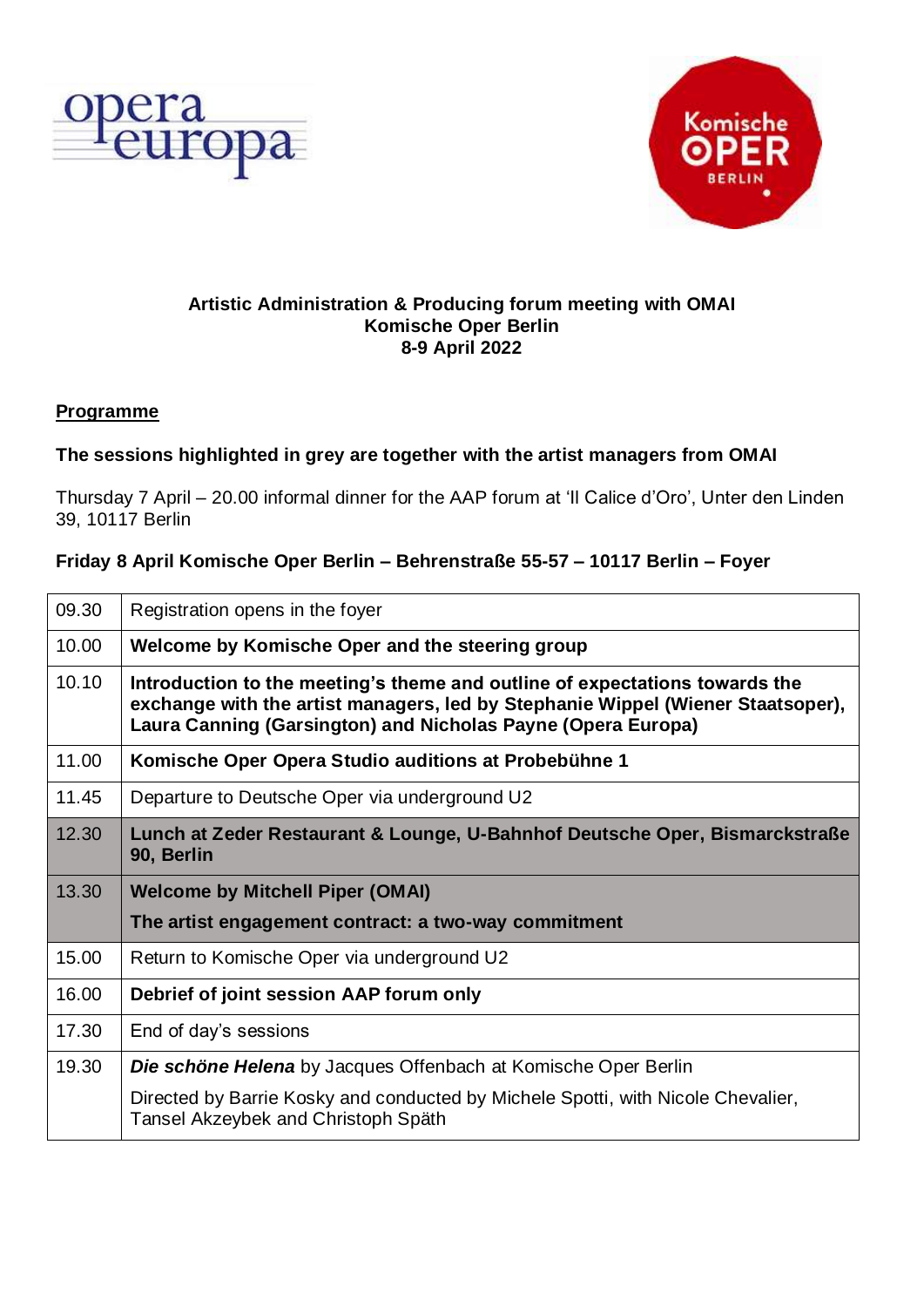**Artistic Administration & Producing forum meeting with OMAI**
**Komische Oper Berlin**
**8-9 April 2022**

**Programme**

**The sessions highlighted in grey are together with the artist managers from OMAI**

Thursday 7 April – 20.00 informal dinner for the AAP forum at 'Il Calice d'Oro', Unter den Linden 39, 10117 Berlin

**Friday 8 April Komische Oper Berlin – Behrenstraße 55-57 – 10117 Berlin – Foyer**

| | |
|---|---|
| 09.30 | Registration opens in the foyer |
| 10.00 | **Welcome by Komische Oper and the steering group** |
| 10.10 | **Introduction to the meeting's theme and outline of expectations towards the exchange with the artist managers, led by Stephanie Wippel (Wiener Staatsoper), Laura Canning (Garsington) and Nicholas Payne (Opera Europa)** |
| 11.00 | **Komische Oper Opera Studio auditions at Probebühne 1** |
| 11.45 | Departure to Deutsche Oper via underground U2 |
| 12.30 | **Lunch at Zeder Restaurant & Lounge, U-Bahnhof Deutsche Oper, Bismarckstraße 90, Berlin** |
| 13.30 | **Welcome by Mitchell Piper (OMAI)**<br>**The artist engagement contract: a two-way commitment** |
| 15.00 | Return to Komische Oper via underground U2 |
| 16.00 | **Debrief of joint session AAP forum only** |
| 17.30 | End of day's sessions |
| 19.30 | ***Die schöne Helena*** by Jacques Offenbach at Komische Oper Berlin<br>Directed by Barrie Kosky and conducted by Michele Spotti, with Nicole Chevalier, Tansel Akzeybek and Christoph Späth |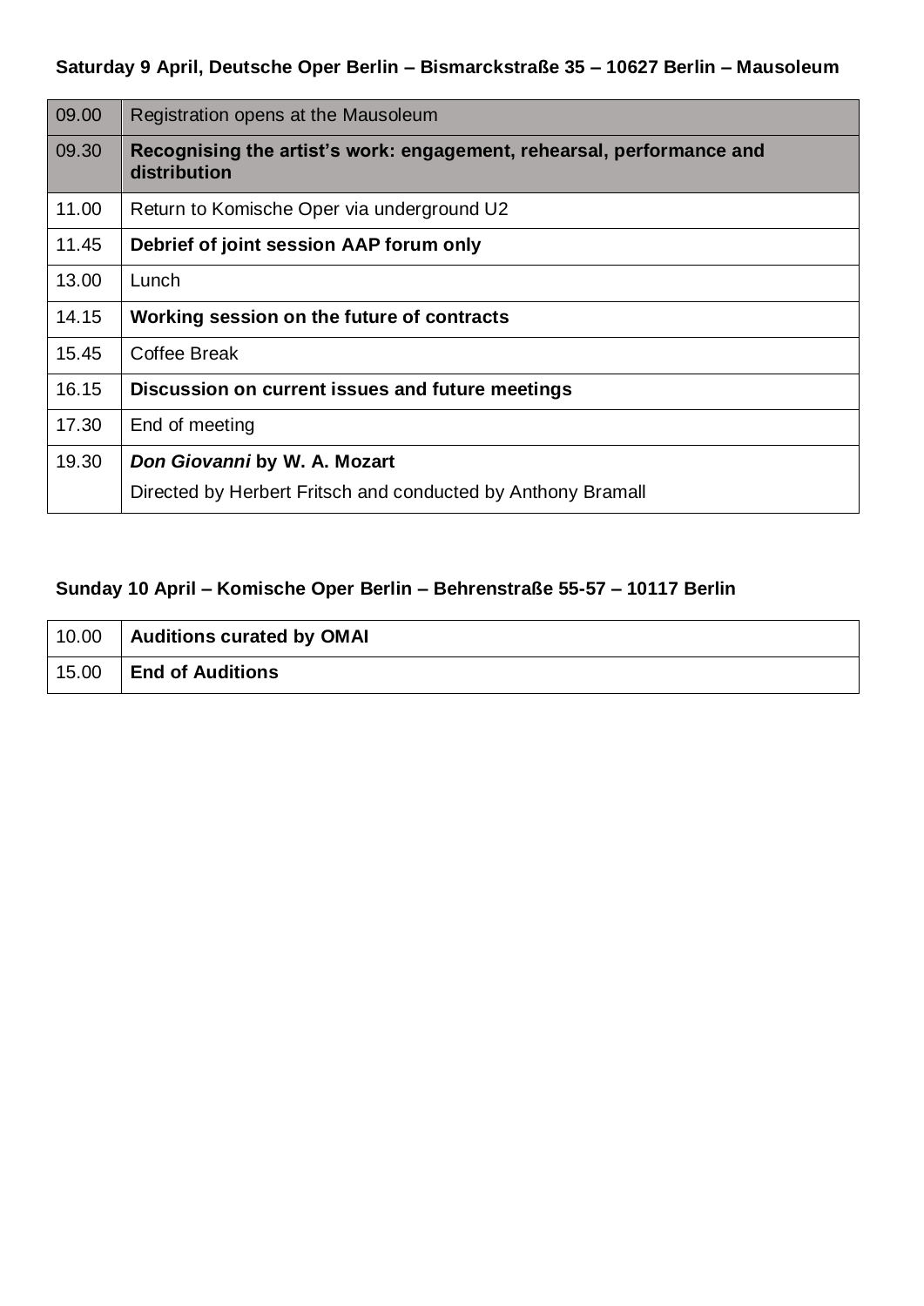**Saturday 9 April, Deutsche Oper Berlin – Bismarckstraße 35 – 10627 Berlin – Mausoleum**

| | |
|---|---|
| 09.00 | Registration opens at the Mausoleum |
| 09.30 | **Recognising the artist's work: engagement, rehearsal, performance and distribution** |
| 11.00 | Return to Komische Oper via underground U2 |
| 11.45 | **Debrief of joint session AAP forum only** |
| 13.00 | Lunch |
| 14.15 | **Working session on the future of contracts** |
| 15.45 | Coffee Break |
| 16.15 | **Discussion on current issues and future meetings** |
| 17.30 | End of meeting |
| 19.30 | ***Don Giovanni* by W. A. Mozart**<br>Directed by Herbert Fritsch and conducted by Anthony Bramall |

**Sunday 10 April – Komische Oper Berlin – Behrenstraße 55-57 – 10117 Berlin**

| | |
|---|---|
| 10.00 | **Auditions curated by OMAI** |
| 15.00 | **End of Auditions** |